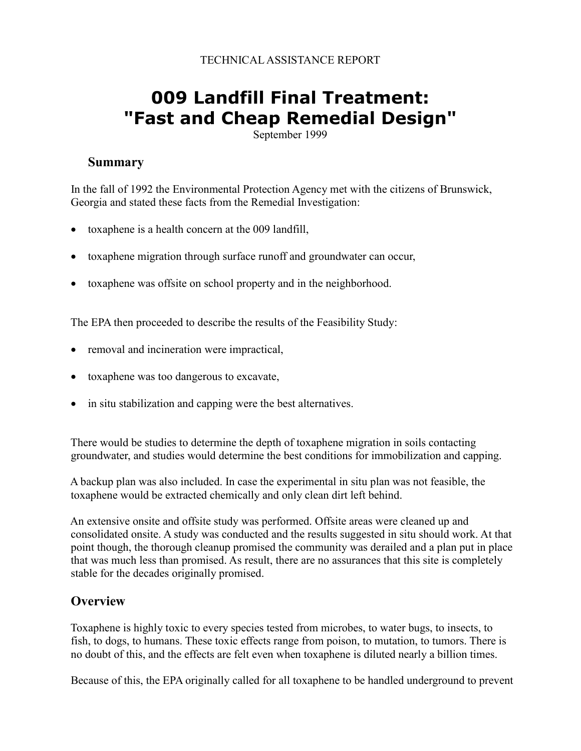TECHNICAL ASSISTANCE REPORT

# 009 Landfill Final Treatment: "Fast and Cheap Remedial Design"

September 1999

## Summary

In the fall of 1992 the Environmental Protection Agency met with the citizens of Brunswick, Georgia and stated these facts from the Remedial Investigation:

- toxaphene is a health concern at the 009 landfill,
- toxaphene migration through surface runoff and groundwater can occur,
- toxaphene was offsite on school property and in the neighborhood.

The EPA then proceeded to describe the results of the Feasibility Study:

- removal and incineration were impractical,
- toxaphene was too dangerous to excavate,
- in situ stabilization and capping were the best alternatives.

There would be studies to determine the depth of toxaphene migration in soils contacting groundwater, and studies would determine the best conditions for immobilization and capping.

A backup plan was also included. In case the experimental in situ plan was not feasible, the toxaphene would be extracted chemically and only clean dirt left behind.

An extensive onsite and offsite study was performed. Offsite areas were cleaned up and consolidated onsite. A study was conducted and the results suggested in situ should work. At that point though, the thorough cleanup promised the community was derailed and a plan put in place that was much less than promised. As result, there are no assurances that this site is completely stable for the decades originally promised.

## Overview

Toxaphene is highly toxic to every species tested from microbes, to water bugs, to insects, to fish, to dogs, to humans. These toxic effects range from poison, to mutation, to tumors. There is no doubt of this, and the effects are felt even when toxaphene is diluted nearly a billion times.

Because of this, the EPA originally called for all toxaphene to be handled underground to prevent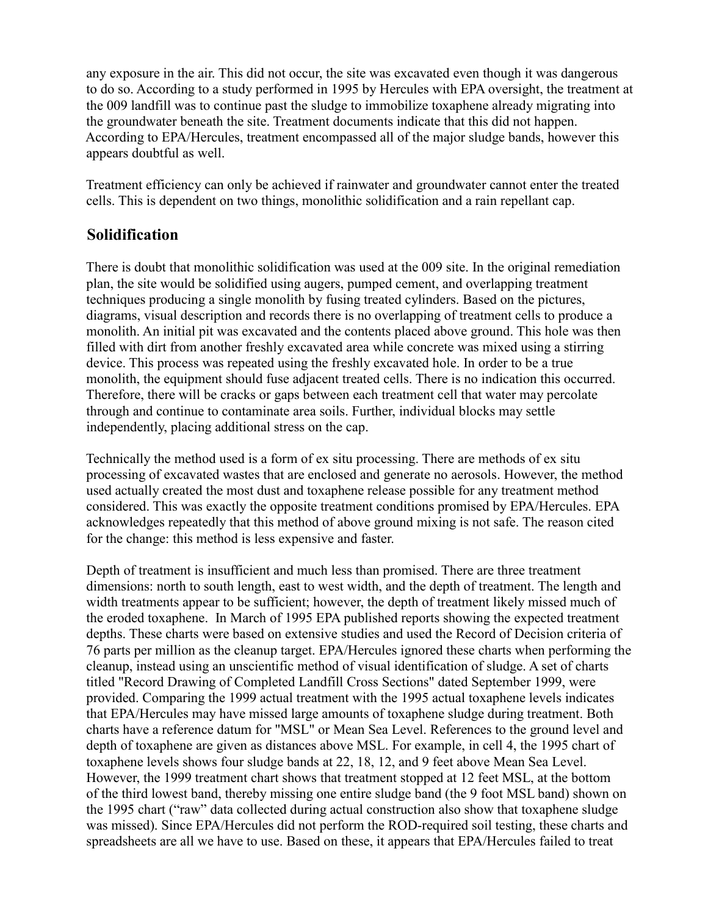any exposure in the air. This did not occur, the site was excavated even though it was dangerous to do so. According to a study performed in 1995 by Hercules with EPA oversight, the treatment at the 009 landfill was to continue past the sludge to immobilize toxaphene already migrating into the groundwater beneath the site. Treatment documents indicate that this did not happen. According to EPA/Hercules, treatment encompassed all of the major sludge bands, however this appears doubtful as well.

Treatment efficiency can only be achieved if rainwater and groundwater cannot enter the treated cells. This is dependent on two things, monolithic solidification and a rain repellant cap.

## Solidification

There is doubt that monolithic solidification was used at the 009 site. In the original remediation plan, the site would be solidified using augers, pumped cement, and overlapping treatment techniques producing a single monolith by fusing treated cylinders. Based on the pictures, diagrams, visual description and records there is no overlapping of treatment cells to produce a monolith. An initial pit was excavated and the contents placed above ground. This hole was then filled with dirt from another freshly excavated area while concrete was mixed using a stirring device. This process was repeated using the freshly excavated hole. In order to be a true monolith, the equipment should fuse adjacent treated cells. There is no indication this occurred. Therefore, there will be cracks or gaps between each treatment cell that water may percolate through and continue to contaminate area soils. Further, individual blocks may settle independently, placing additional stress on the cap.

Technically the method used is a form of ex situ processing. There are methods of ex situ processing of excavated wastes that are enclosed and generate no aerosols. However, the method used actually created the most dust and toxaphene release possible for any treatment method considered. This was exactly the opposite treatment conditions promised by EPA/Hercules. EPA acknowledges repeatedly that this method of above ground mixing is not safe. The reason cited for the change: this method is less expensive and faster.

Depth of treatment is insufficient and much less than promised. There are three treatment dimensions: north to south length, east to west width, and the depth of treatment. The length and width treatments appear to be sufficient; however, the depth of treatment likely missed much of the eroded toxaphene. In March of 1995 EPA published reports showing the expected treatment depths. These charts were based on extensive studies and used the Record of Decision criteria of 76 parts per million as the cleanup target. EPA/Hercules ignored these charts when performing the cleanup, instead using an unscientific method of visual identification of sludge. A set of charts titled "Record Drawing of Completed Landfill Cross Sections" dated September 1999, were provided. Comparing the 1999 actual treatment with the 1995 actual toxaphene levels indicates that EPA/Hercules may have missed large amounts of toxaphene sludge during treatment. Both charts have a reference datum for "MSL" or Mean Sea Level. References to the ground level and depth of toxaphene are given as distances above MSL. For example, in cell 4, the 1995 chart of toxaphene levels shows four sludge bands at 22, 18, 12, and 9 feet above Mean Sea Level. However, the 1999 treatment chart shows that treatment stopped at 12 feet MSL, at the bottom of the third lowest band, thereby missing one entire sludge band (the 9 foot MSL band) shown on the 1995 chart ("raw" data collected during actual construction also show that toxaphene sludge was missed). Since EPA/Hercules did not perform the ROD-required soil testing, these charts and spreadsheets are all we have to use. Based on these, it appears that EPA/Hercules failed to treat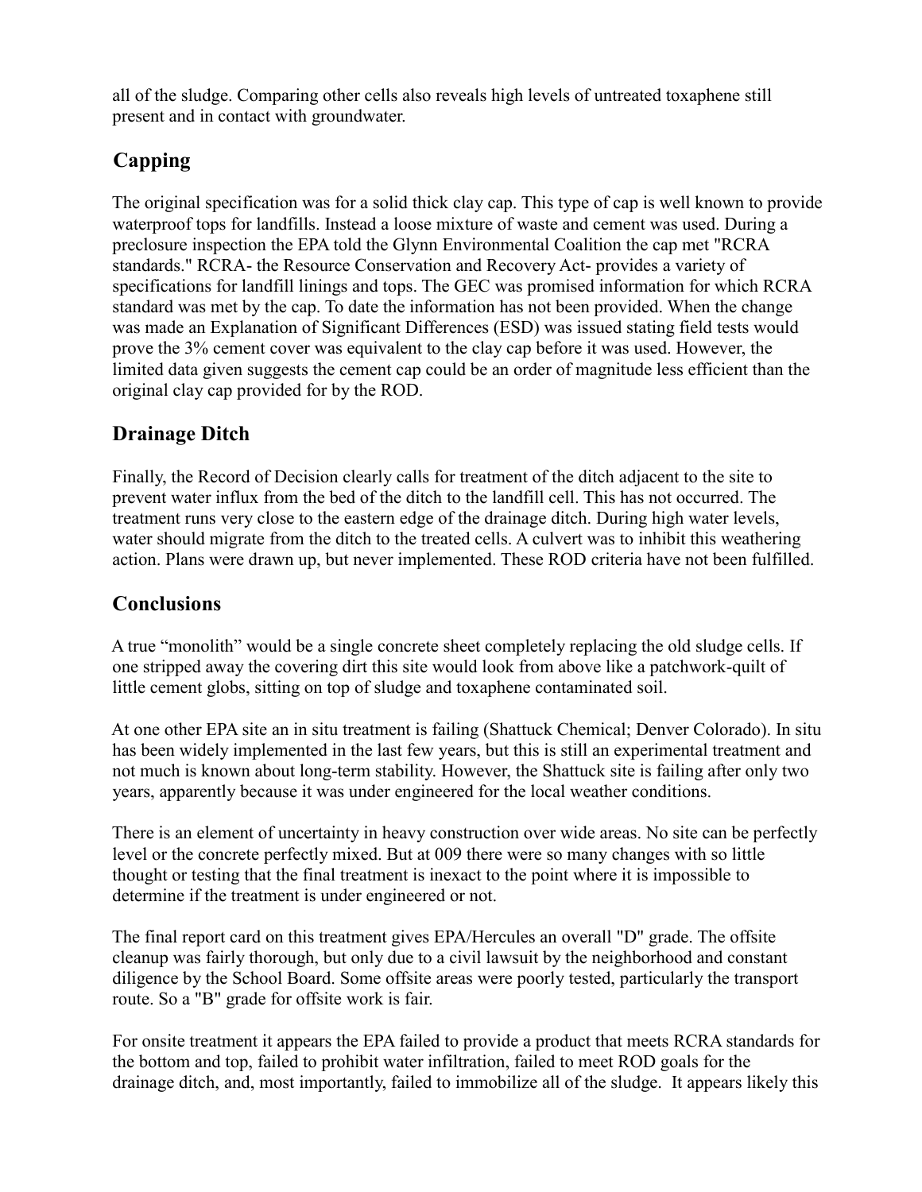all of the sludge. Comparing other cells also reveals high levels of untreated toxaphene still present and in contact with groundwater.

## Capping

The original specification was for a solid thick clay cap. This type of cap is well known to provide waterproof tops for landfills. Instead a loose mixture of waste and cement was used. During a preclosure inspection the EPA told the Glynn Environmental Coalition the cap met "RCRA standards." RCRA- the Resource Conservation and Recovery Act- provides a variety of specifications for landfill linings and tops. The GEC was promised information for which RCRA standard was met by the cap. To date the information has not been provided. When the change was made an Explanation of Significant Differences (ESD) was issued stating field tests would prove the 3% cement cover was equivalent to the clay cap before it was used. However, the limited data given suggests the cement cap could be an order of magnitude less efficient than the original clay cap provided for by the ROD.

## Drainage Ditch

Finally, the Record of Decision clearly calls for treatment of the ditch adjacent to the site to prevent water influx from the bed of the ditch to the landfill cell. This has not occurred. The treatment runs very close to the eastern edge of the drainage ditch. During high water levels, water should migrate from the ditch to the treated cells. A culvert was to inhibit this weathering action. Plans were drawn up, but never implemented. These ROD criteria have not been fulfilled.

## Conclusions

A true "monolith" would be a single concrete sheet completely replacing the old sludge cells. If one stripped away the covering dirt this site would look from above like a patchwork-quilt of little cement globs, sitting on top of sludge and toxaphene contaminated soil.

At one other EPA site an in situ treatment is failing (Shattuck Chemical; Denver Colorado). In situ has been widely implemented in the last few years, but this is still an experimental treatment and not much is known about long-term stability. However, the Shattuck site is failing after only two years, apparently because it was under engineered for the local weather conditions.

There is an element of uncertainty in heavy construction over wide areas. No site can be perfectly level or the concrete perfectly mixed. But at 009 there were so many changes with so little thought or testing that the final treatment is inexact to the point where it is impossible to determine if the treatment is under engineered or not.

The final report card on this treatment gives EPA/Hercules an overall "D" grade. The offsite cleanup was fairly thorough, but only due to a civil lawsuit by the neighborhood and constant diligence by the School Board. Some offsite areas were poorly tested, particularly the transport route. So a "B" grade for offsite work is fair.

For onsite treatment it appears the EPA failed to provide a product that meets RCRA standards for the bottom and top, failed to prohibit water infiltration, failed to meet ROD goals for the drainage ditch, and, most importantly, failed to immobilize all of the sludge. It appears likely this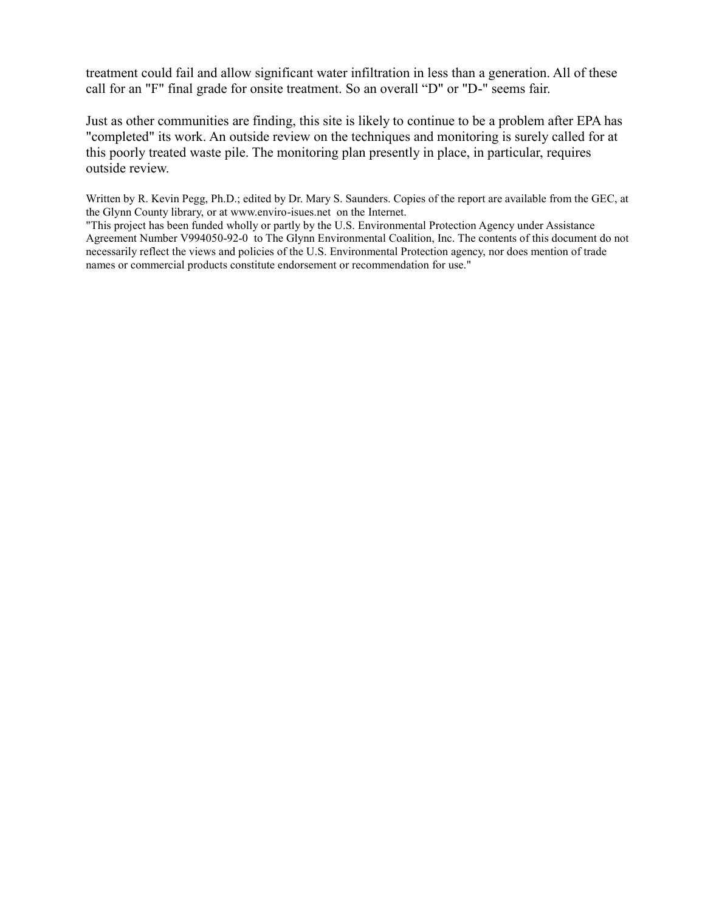treatment could fail and allow significant water infiltration in less than a generation. All of these call for an "F" final grade for onsite treatment. So an overall “D" or "D-" seems fair.

Just as other communities are finding, this site is likely to continue to be a problem after EPA has "completed" its work. An outside review on the techniques and monitoring is surely called for at this poorly treated waste pile. The monitoring plan presently in place, in particular, requires outside review.

Written by R. Kevin Pegg, Ph.D.; edited by Dr. Mary S. Saunders. Copies of the report are available from the GEC, at the Glynn County library, or at www.enviro-isues.net on the Internet.
"This project has been funded wholly or partly by the U.S. Environmental Protection Agency under Assistance Agreement Number V994050-92-0 to The Glynn Environmental Coalition, Inc. The contents of this document do not necessarily reflect the views and policies of the U.S. Environmental Protection agency, nor does mention of trade names or commercial products constitute endorsement or recommendation for use."